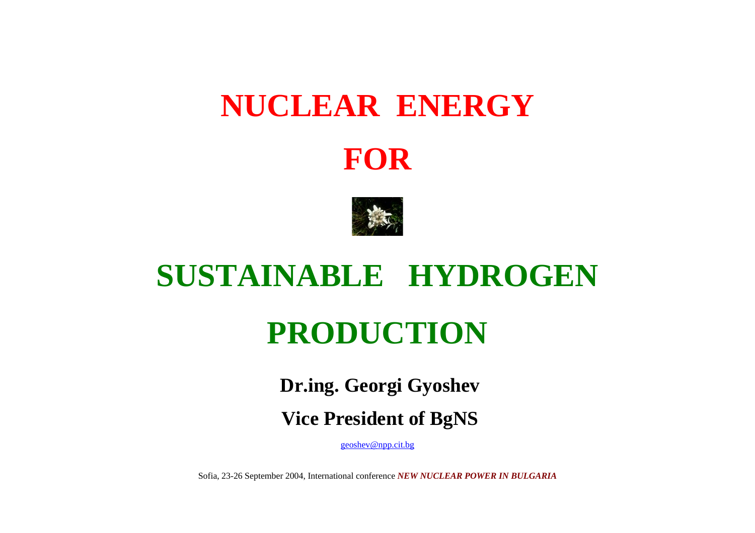# NUCLEAR ENERGY

# FOR

# SUSTAINABLE HYDROGEN

# PRODUCTION

**Dr.ing. Georgi Gyoshev**

**Vice President of BgNS**

geoshev@npp.cit.bg

Sofia, 23-26 September 2004, International conference ***NEW NUCLEAR POWER IN BULGARIA***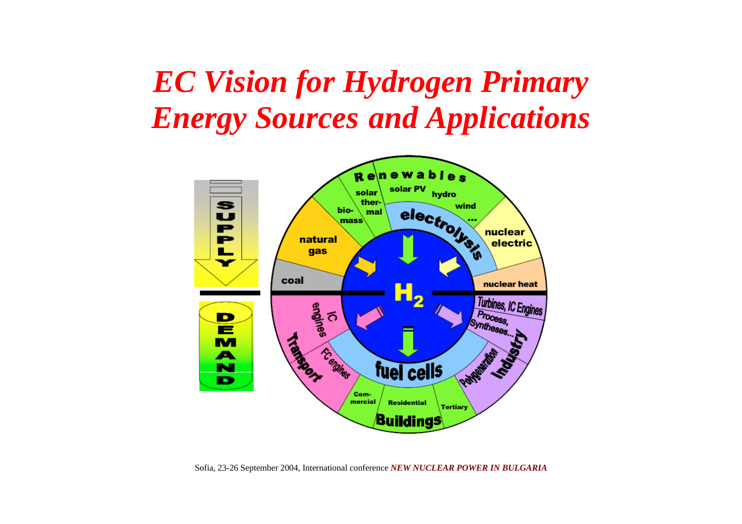# *EC Vision for Hydrogen Primary Energy Sources and Applications*

SUPPLY

DEMAND

Renewables: solar thermal, solar PV, hydro, wind, ..., bio-mass

natural gas

coal

nuclear electric

nuclear heat

electrolysis

$H_2$

fuel cells

Transport: IC engines, FC engines

Buildings: Commercial, Residential, Tertiary

Industry: Turbines, IC Engines; Process, Syntheses...; Polygeneration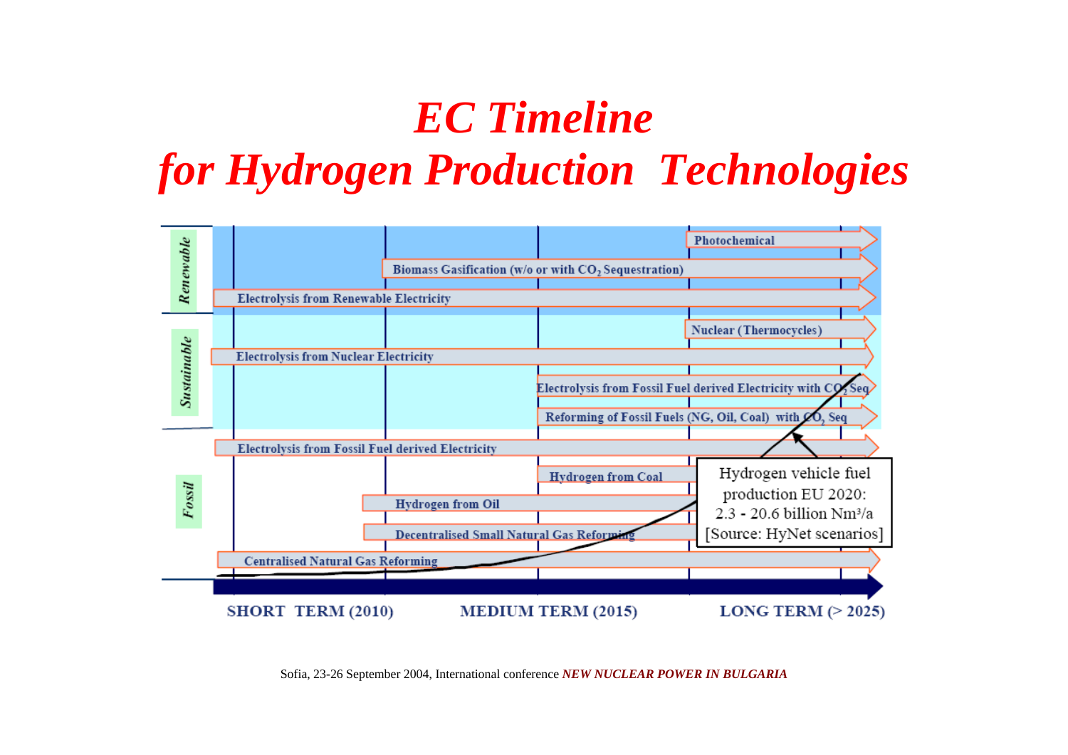# EC Timeline for Hydrogen Production Technologies

**Renewable**

- Photochemical
- Biomass Gasification (w/o or with $CO_2$ Sequestration)
- Electrolysis from Renewable Electricity

**Sustainable**

- Nuclear (Thermocycles)
- Electrolysis from Nuclear Electricity
- Electrolysis from Fossil Fuel derived Electricity with $CO_2$ Seq
- Reforming of Fossil Fuels (NG, Oil, Coal) with $CO_2$ Seq

**Fossil**

- Electrolysis from Fossil Fuel derived Electricity
- Hydrogen from Coal
- Hydrogen from Oil
- Decentralised Small Natural Gas Reforming
- Centralised Natural Gas Reforming

Hydrogen vehicle fuel production EU 2020: 2.3 - 20.6 billion Nm³/a [Source: HyNet scenarios]

SHORT TERM (2010) — MEDIUM TERM (2015) — LONG TERM (> 2025)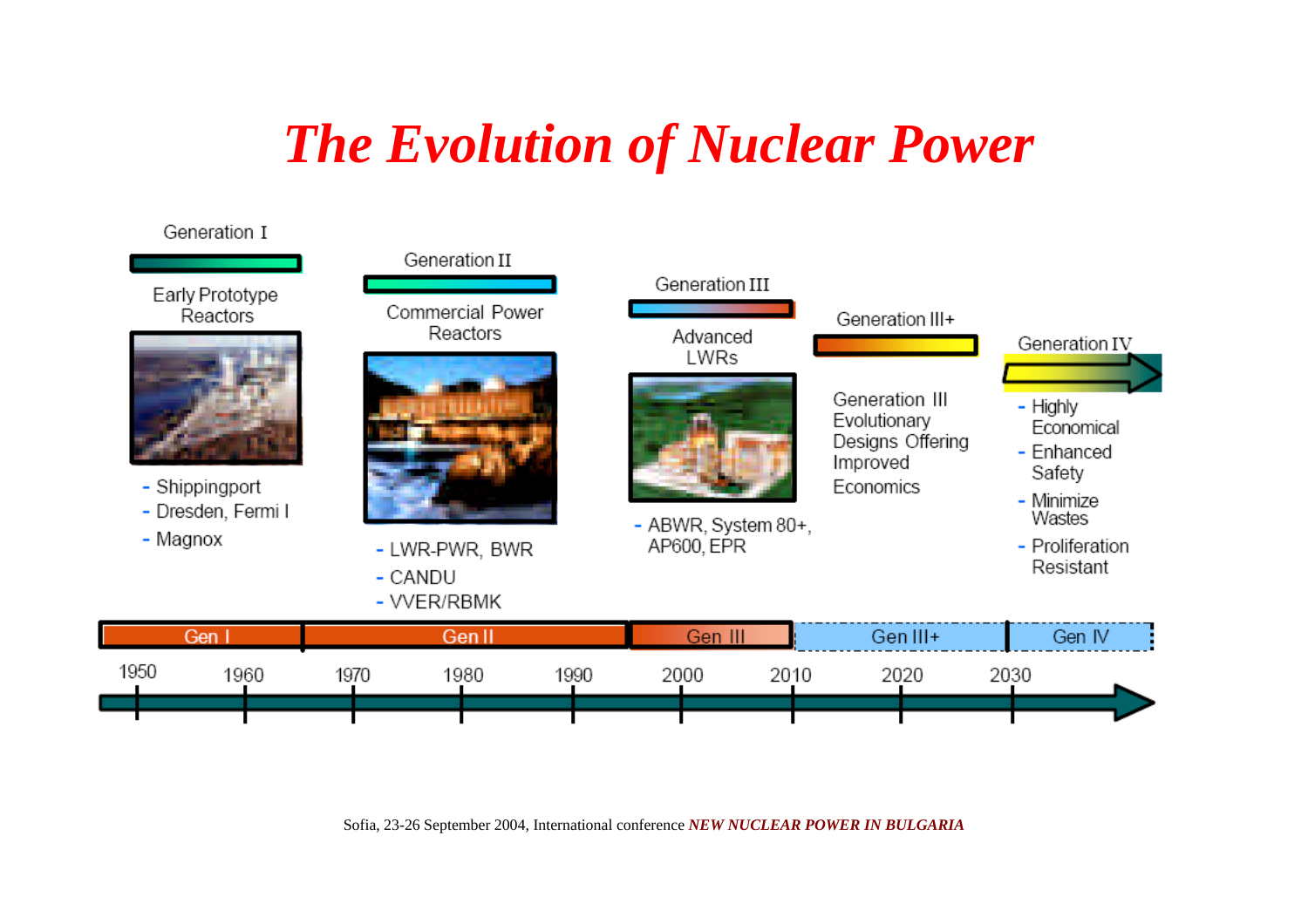# *The Evolution of Nuclear Power*

**Generation I**

Early Prototype Reactors

- Shippingport
- Dresden, Fermi I
- Magnox

**Generation II**

Commercial Power Reactors

- LWR-PWR, BWR
- CANDU
- VVER/RBMK

**Generation III**

Advanced LWRs

- ABWR, System 80+, AP600, EPR

**Generation III+**

Generation III Evolutionary Designs Offering Improved Economics

**Generation IV**

- Highly Economical
- Enhanced Safety
- Minimize Wastes
- Proliferation Resistant

| Gen I | Gen II | Gen III | Gen III+ | Gen IV |
|---|---|---|---|---|

1950 — 1960 — 1970 — 1980 — 1990 — 2000 — 2010 — 2020 — 2030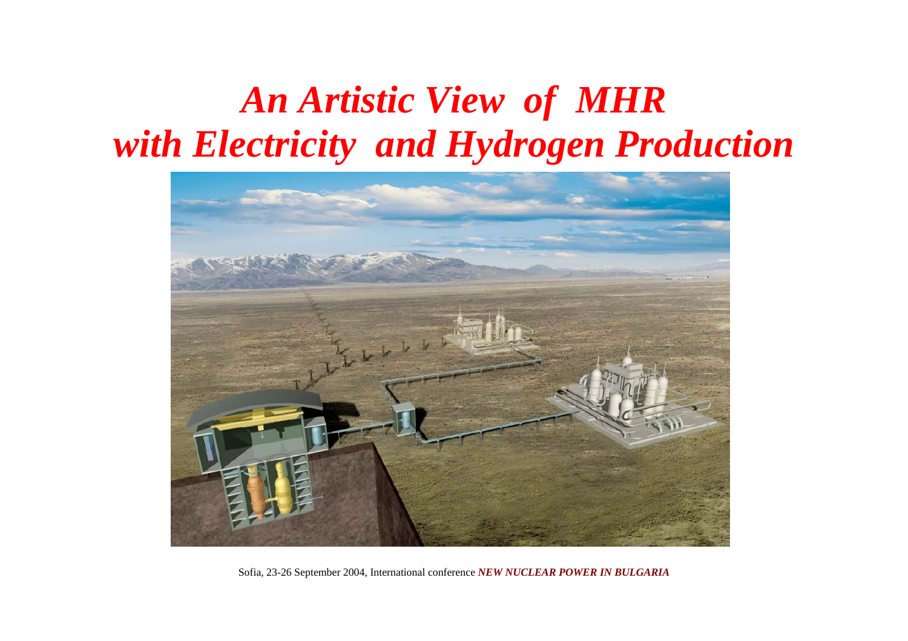# *An Artistic View of MHR with Electricity and Hydrogen Production*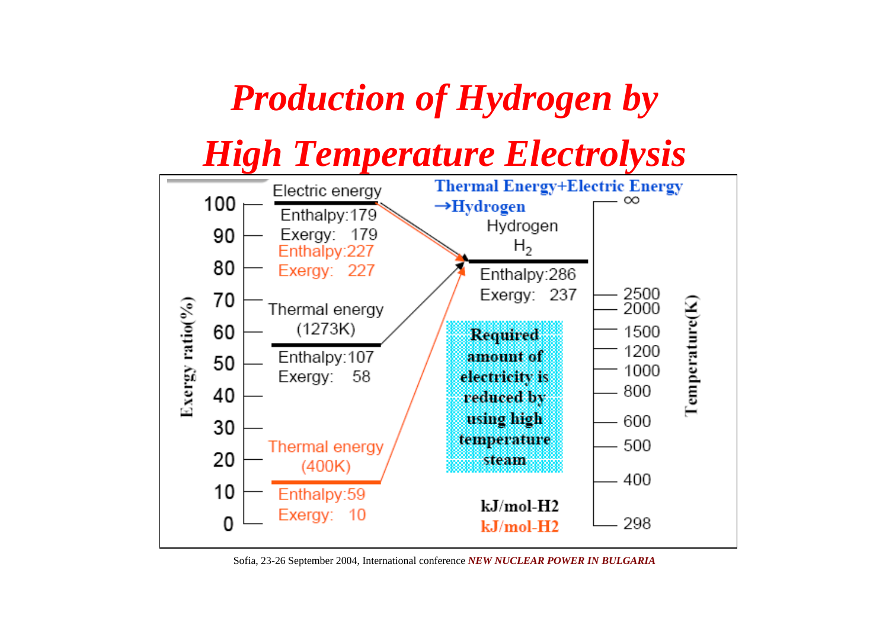# Production of Hydrogen by High Temperature Electrolysis

Exergy ratio(%)

100 — Electric energy
Enthalpy:179
Exergy: 179
Enthalpy:227
Exergy: 227

Thermal energy (1273K)
Enthalpy:107
Exergy: 58

Thermal energy (400K)
Enthalpy:59
Exergy: 10

**Thermal Energy+Electric Energy →Hydrogen**

Hydrogen $H_2$
Enthalpy:286
Exergy: 237

**Required amount of electricity is reduced by using high temperature steam**

**kJ/mol-H2**

**kJ/mol-H2**

Temperature(K): ∞, 2500, 2000, 1500, 1200, 1000, 800, 600, 500, 400, 298

Exergy ratio(%): 100, 90, 80, 70, 60, 50, 40, 30, 20, 10, 0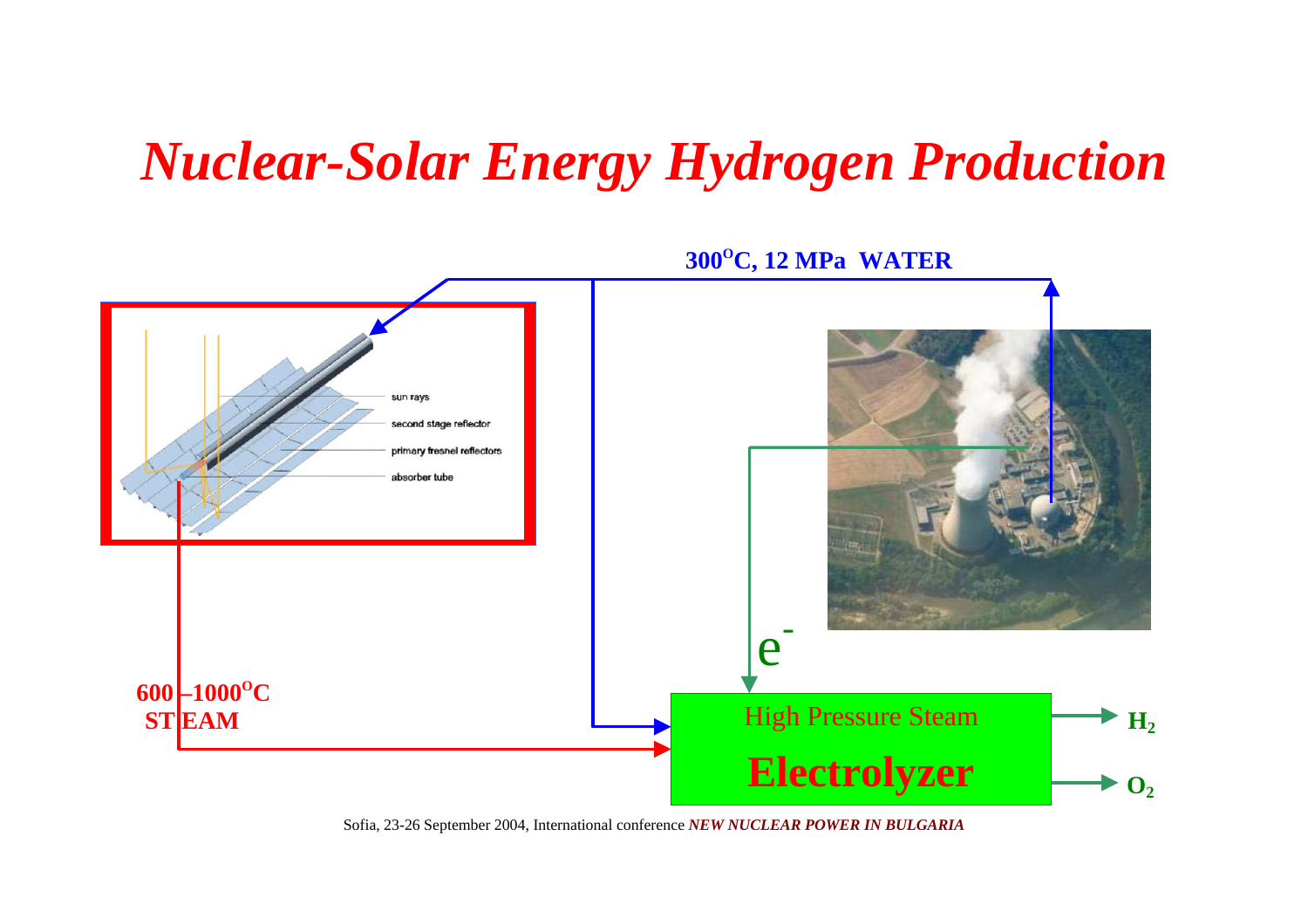# *Nuclear-Solar Energy Hydrogen Production*

$300^{O}C$, 12 MPa WATER

sun rays

second stage reflector

primary fresnel reflectors

absorber tube

$e^-$

600 – $1000^{O}C$ STEAM

High Pressure Steam

**Electrolyzer**

$H_2$

$O_2$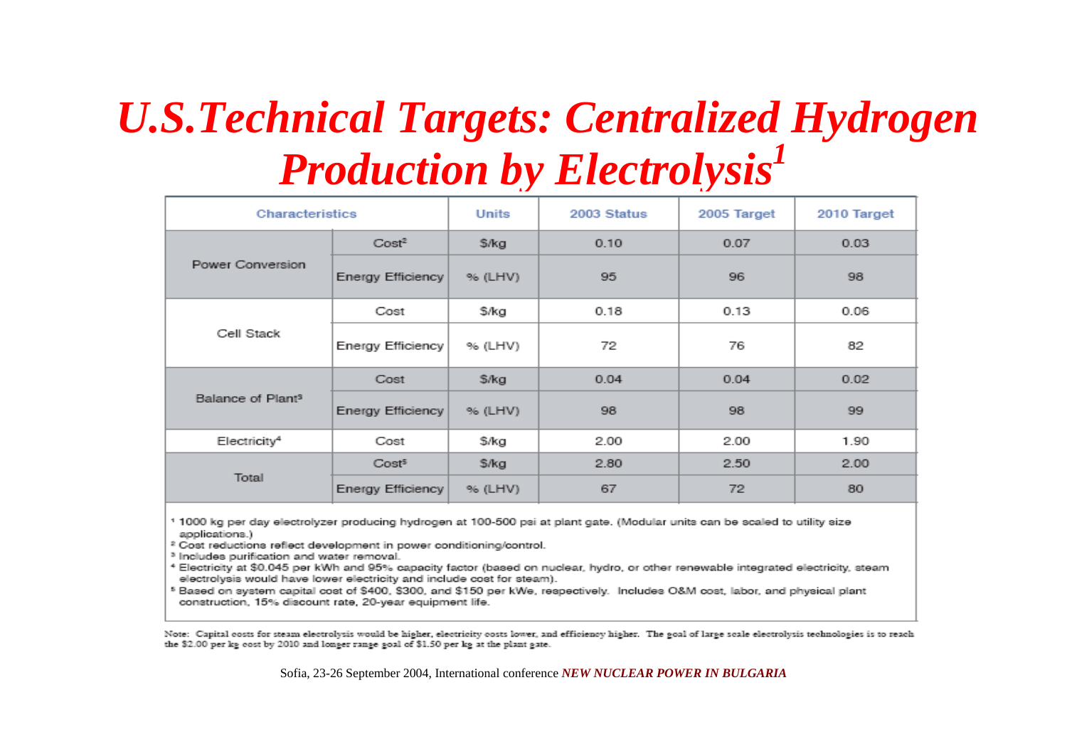# U.S.Technical Targets: Centralized Hydrogen Production by Electrolysis[1]

| Characteristics | | Units | 2003 Status | 2005 Target | 2010 Target |
|---|---|---|---|---|---|
| Power Conversion | Cost[2] | $/kg | 0.10 | 0.07 | 0.03 |
| | Energy Efficiency | % (LHV) | 95 | 96 | 98 |
| Cell Stack | Cost | $/kg | 0.18 | 0.13 | 0.06 |
| | Energy Efficiency | % (LHV) | 72 | 76 | 82 |
| Balance of Plant[3] | Cost | $/kg | 0.04 | 0.04 | 0.02 |
| | Energy Efficiency | % (LHV) | 98 | 98 | 99 |
| Electricity[4] | Cost | $/kg | 2.00 | 2.00 | 1.90 |
| Total | Cost[5] | $/kg | 2.80 | 2.50 | 2.00 |
| | Energy Efficiency | % (LHV) | 67 | 72 | 80 |

[1] 1000 kg per day electrolyzer producing hydrogen at 100-500 psi at plant gate. (Modular units can be scaled to utility size applications.)
[2] Cost reductions reflect development in power conditioning/control.
[3] Includes purification and water removal.
[4] Electricity at $0.045 per kWh and 95% capacity factor (based on nuclear, hydro, or other renewable integrated electricity, steam electrolysis would have lower electricity and include cost for steam).
[5] Based on system capital cost of $400, $300, and $150 per kWe, respectively. Includes O&M cost, labor, and physical plant construction, 15% discount rate, 20-year equipment life.

Note: Capital costs for steam electrolysis would be higher, electricity costs lower, and efficiency higher. The goal of large scale electrolysis technologies is to reach the $2.00 per kg cost by 2010 and longer range goal of $1.50 per kg at the plant gate.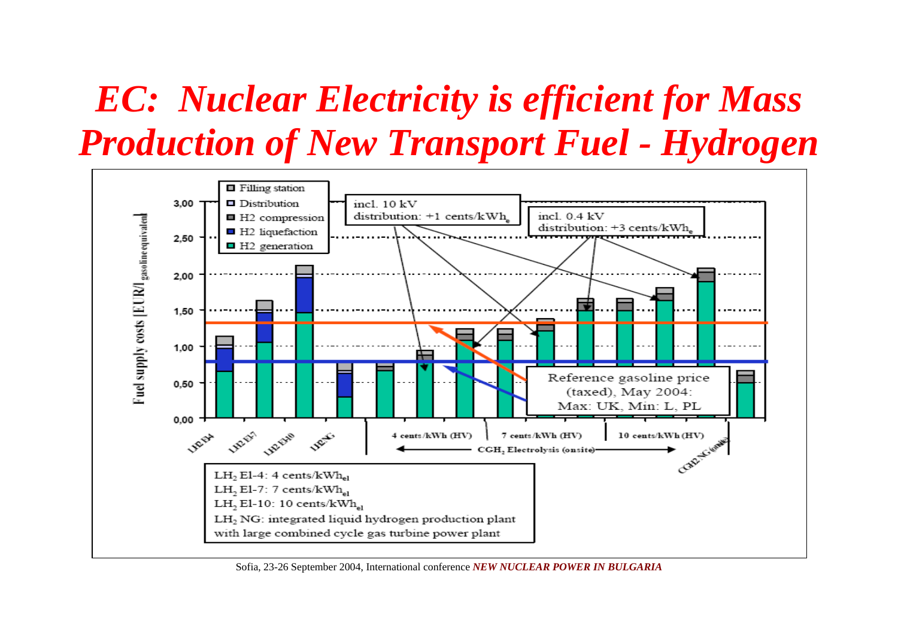# *EC: Nuclear Electricity is efficient for Mass Production of New Transport Fuel - Hydrogen*

Fuel supply costs [EUR/$l_{gasoline\ equivalent}$]

- Filling station
- Distribution
- H2 compression
- H2 liquefaction
- H2 generation

incl. 10 kV distribution: +1 cents/$kWh_e$

incl. 0.4 kV distribution: +3 cents/$kWh_e$

Reference gasoline price (taxed), May 2004: Max: UK, Min: L, PL

LH2 El-4, LH2 El-7, LH2 El-10, LH2 NG | 4 cents/kWh (HV) | 7 cents/kWh (HV) | 10 cents/kWh (HV) | CGH2 NG (onsite)

$CGH_2$ Electrolysis (onsite)

$LH_2$ El-4: 4 cents/$kWh_{el}$
$LH_2$ El-7: 7 cents/$kWh_{el}$
$LH_2$ El-10: 10 cents/$kWh_{el}$
$LH_2$ NG: integrated liquid hydrogen production plant with large combined cycle gas turbine power plant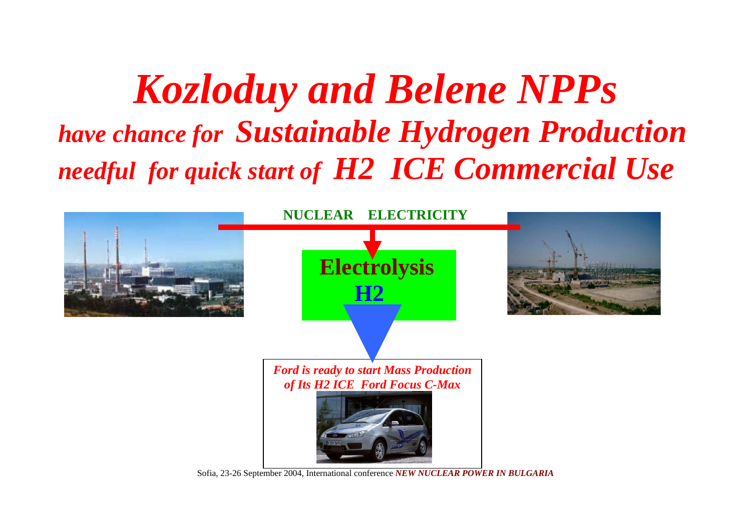# *Kozloduy and Belene NPPs*

## *have chance for Sustainable Hydrogen Production needful for quick start of H2 ICE Commercial Use*

**NUCLEAR ELECTRICITY**

**Electrolysis**

**H2**

***Ford is ready to start Mass Production of Its H2 ICE Ford Focus C-Max***

Sofia, 23-26 September 2004, International conference ***NEW NUCLEAR POWER IN BULGARIA***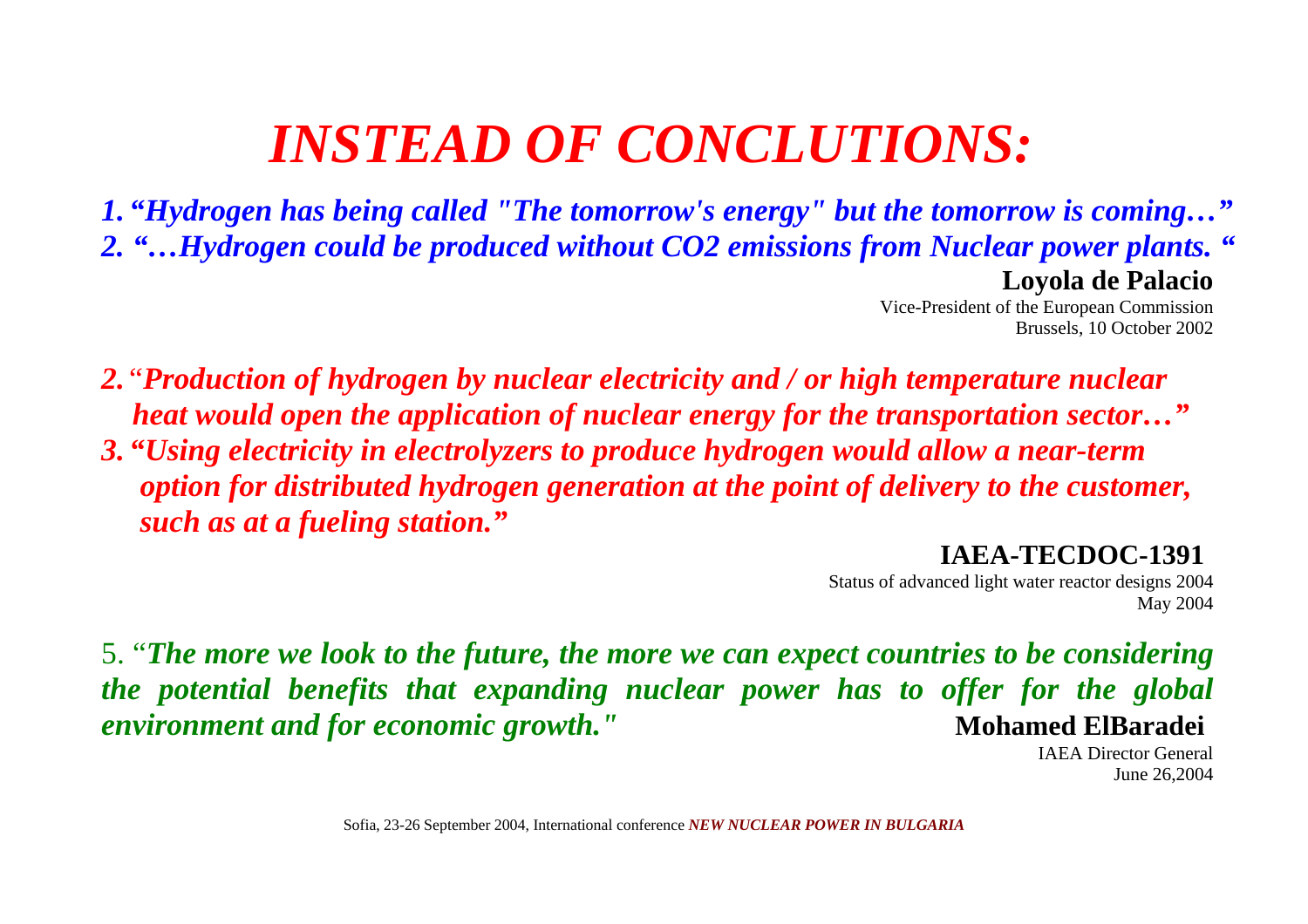# *INSTEAD OF CONCLUTIONS:*

***1. "Hydrogen has being called "The tomorrow's energy" but the tomorrow is coming…"***
***2. "…Hydrogen could be produced without CO2 emissions from Nuclear power plants. "***

**Loyola de Palacio**
Vice-President of the European Commission
Brussels, 10 October 2002

***2. "Production of hydrogen by nuclear electricity and / or high temperature nuclear heat would open the application of nuclear energy for the transportation sector…"***
***3. "Using electricity in electrolyzers to produce hydrogen would allow a near-term option for distributed hydrogen generation at the point of delivery to the customer, such as at a fueling station."***

**IAEA-TECDOC-1391**
Status of advanced light water reactor designs 2004
May 2004

5. "***The more we look to the future, the more we can expect countries to be considering the potential benefits that expanding nuclear power has to offer for the global environment and for economic growth."***

**Mohamed ElBaradei**
IAEA Director General
June 26,2004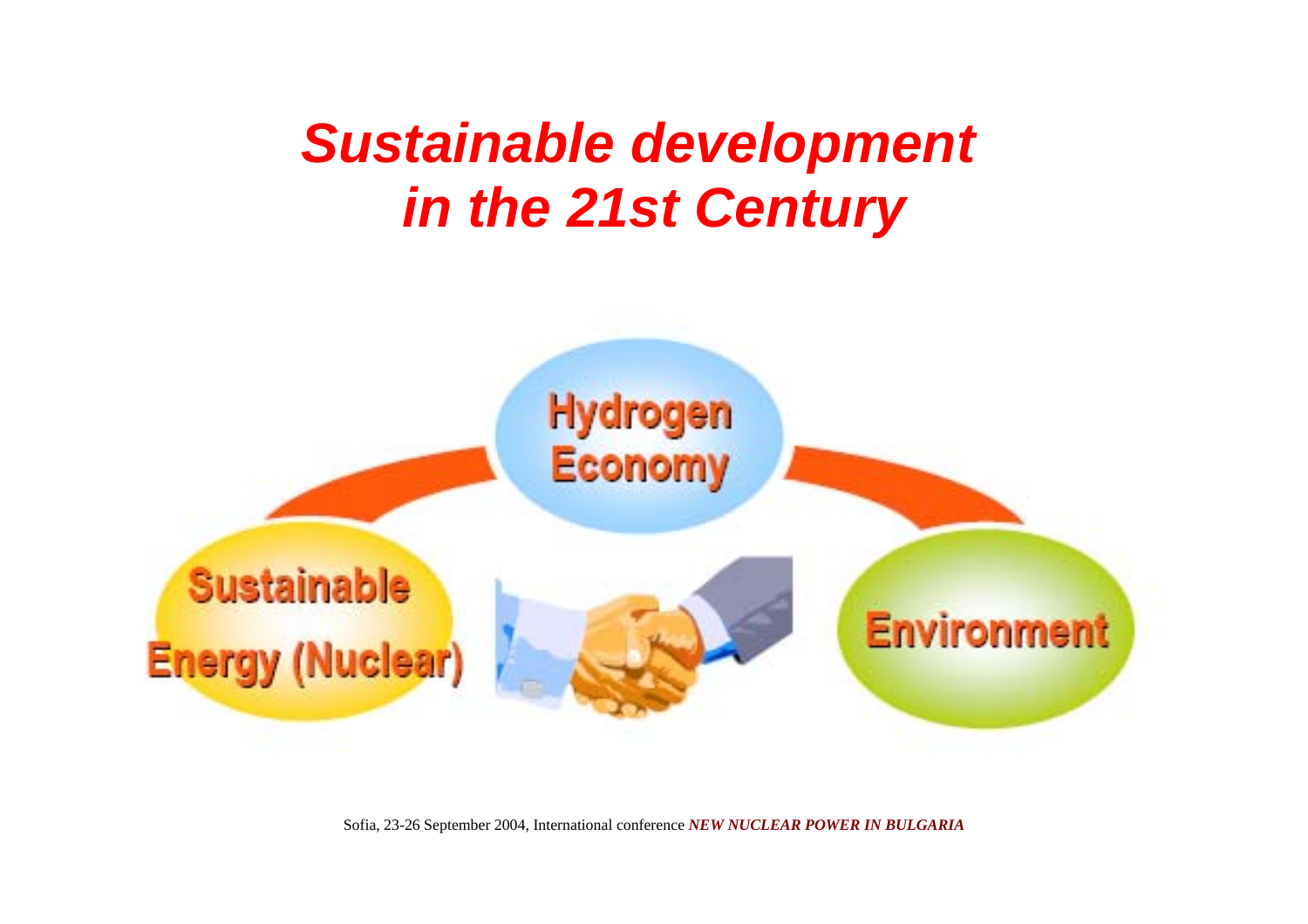# *Sustainable development in the 21st Century*

Hydrogen Economy

Sustainable Energy (Nuclear)

Environment